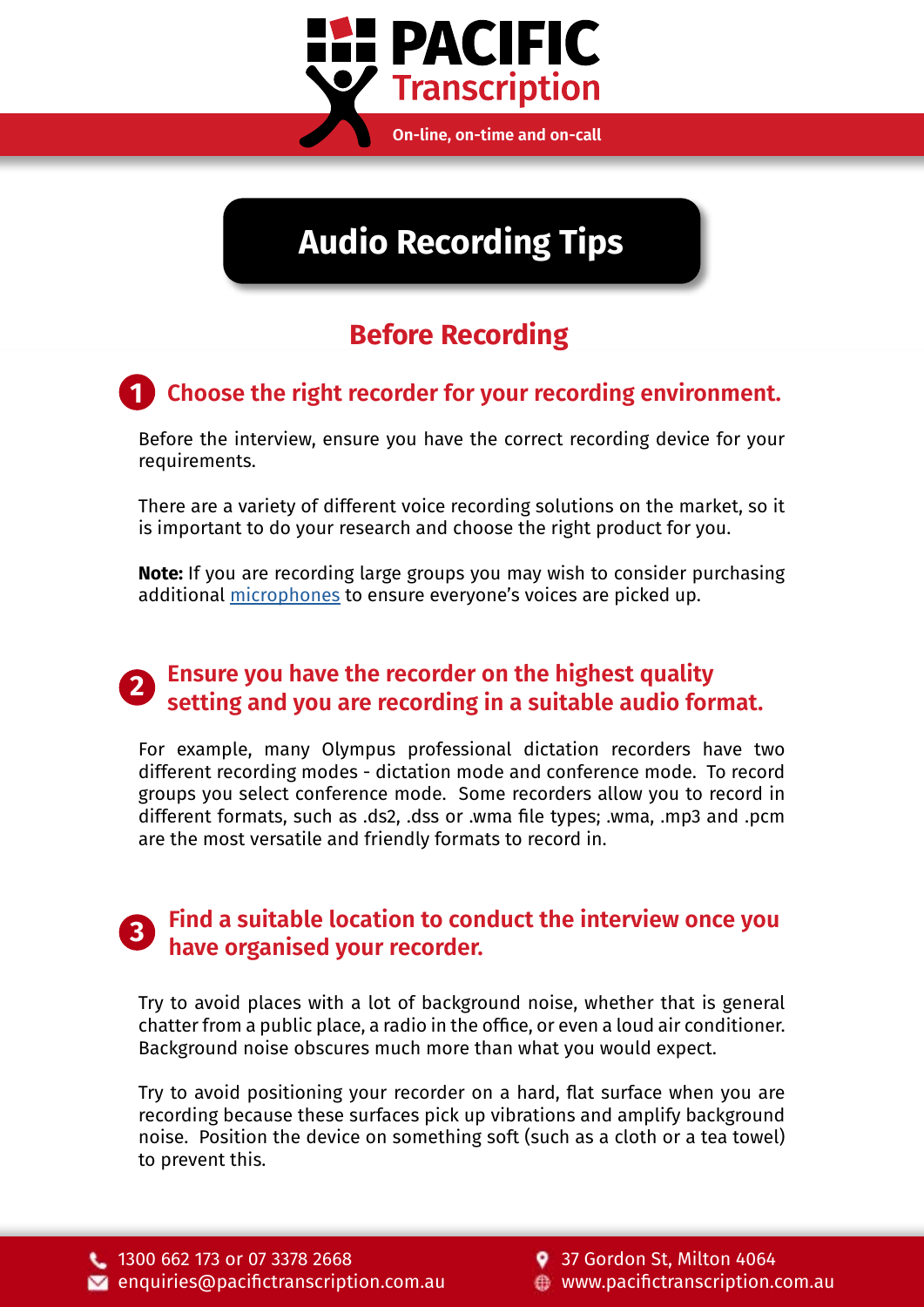# PACIFIC Transcription

On-line, on-time and on-call

# Audio Recording Tips

## Before Recording

### 1 Choose the right recorder for your recording environment.

Before the interview, ensure you have the correct recording device for your requirements.

There are a variety of different voice recording solutions on the market, so it is important to do your research and choose the right product for you.

**Note:** If you are recording large groups you may wish to consider purchasing additional microphones to ensure everyone's voices are picked up.

### 2 Ensure you have the recorder on the highest quality setting and you are recording in a suitable audio format.

For example, many Olympus professional dictation recorders have two different recording modes - dictation mode and conference mode. To record groups you select conference mode. Some recorders allow you to record in different formats, such as .ds2, .dss or .wma file types; .wma, .mp3 and .pcm are the most versatile and friendly formats to record in.

### 3 Find a suitable location to conduct the interview once you have organised your recorder.

Try to avoid places with a lot of background noise, whether that is general chatter from a public place, a radio in the office, or even a loud air conditioner. Background noise obscures much more than what you would expect.

Try to avoid positioning your recorder on a hard, flat surface when you are recording because these surfaces pick up vibrations and amplify background noise. Position the device on something soft (such as a cloth or a tea towel) to prevent this.

1300 662 173 or 07 3378 2668
enquiries@pacifictranscription.com.au
37 Gordon St, Milton 4064
www.pacifictranscription.com.au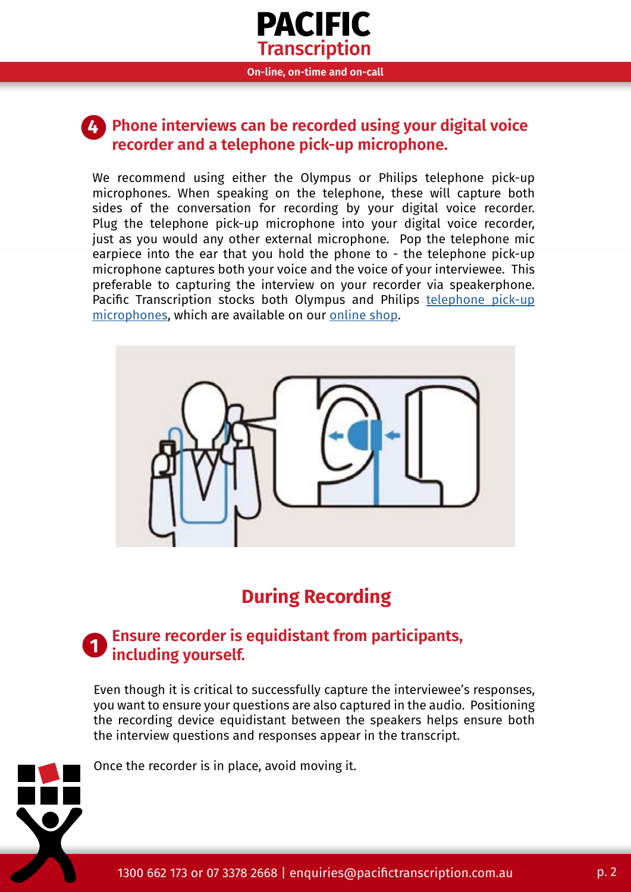## 4 Phone interviews can be recorded using your digital voice recorder and a telephone pick-up microphone.

We recommend using either the Olympus or Philips telephone pick-up microphones. When speaking on the telephone, these will capture both sides of the conversation for recording by your digital voice recorder. Plug the telephone pick-up microphone into your digital voice recorder, just as you would any other external microphone. Pop the telephone mic earpiece into the ear that you hold the phone to - the telephone pick-up microphone captures both your voice and the voice of your interviewee. This preferable to capturing the interview on your recorder via speakerphone. Pacific Transcription stocks both Olympus and Philips telephone pick-up microphones, which are available on our online shop.

# During Recording

## 1 Ensure recorder is equidistant from participants, including yourself.

Even though it is critical to successfully capture the interviewee's responses, you want to ensure your questions are also captured in the audio. Positioning the recording device equidistant between the speakers helps ensure both the interview questions and responses appear in the transcript.

Once the recorder is in place, avoid moving it.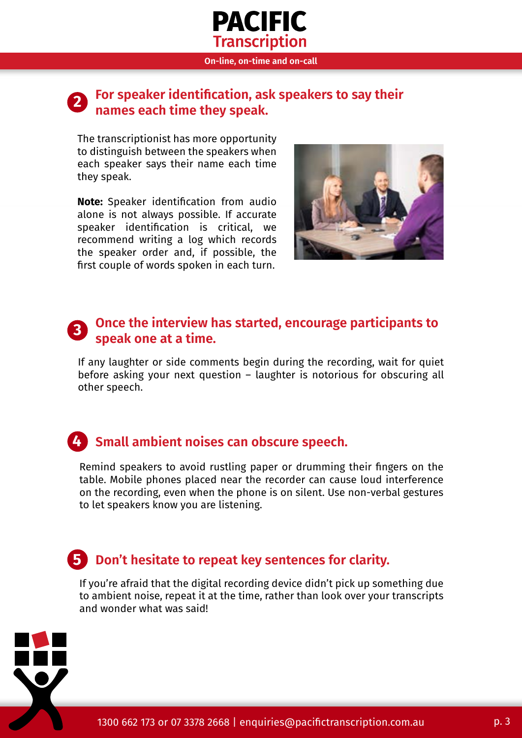## 2 For speaker identification, ask speakers to say their names each time they speak.

The transcriptionist has more opportunity to distinguish between the speakers when each speaker says their name each time they speak.

**Note:** Speaker identification from audio alone is not always possible. If accurate speaker identification is critical, we recommend writing a log which records the speaker order and, if possible, the first couple of words spoken in each turn.

## 3 Once the interview has started, encourage participants to speak one at a time.

If any laughter or side comments begin during the recording, wait for quiet before asking your next question – laughter is notorious for obscuring all other speech.

## 4 Small ambient noises can obscure speech.

Remind speakers to avoid rustling paper or drumming their fingers on the table. Mobile phones placed near the recorder can cause loud interference on the recording, even when the phone is on silent. Use non-verbal gestures to let speakers know you are listening.

## 5 Don't hesitate to repeat key sentences for clarity.

If you're afraid that the digital recording device didn't pick up something due to ambient noise, repeat it at the time, rather than look over your transcripts and wonder what was said!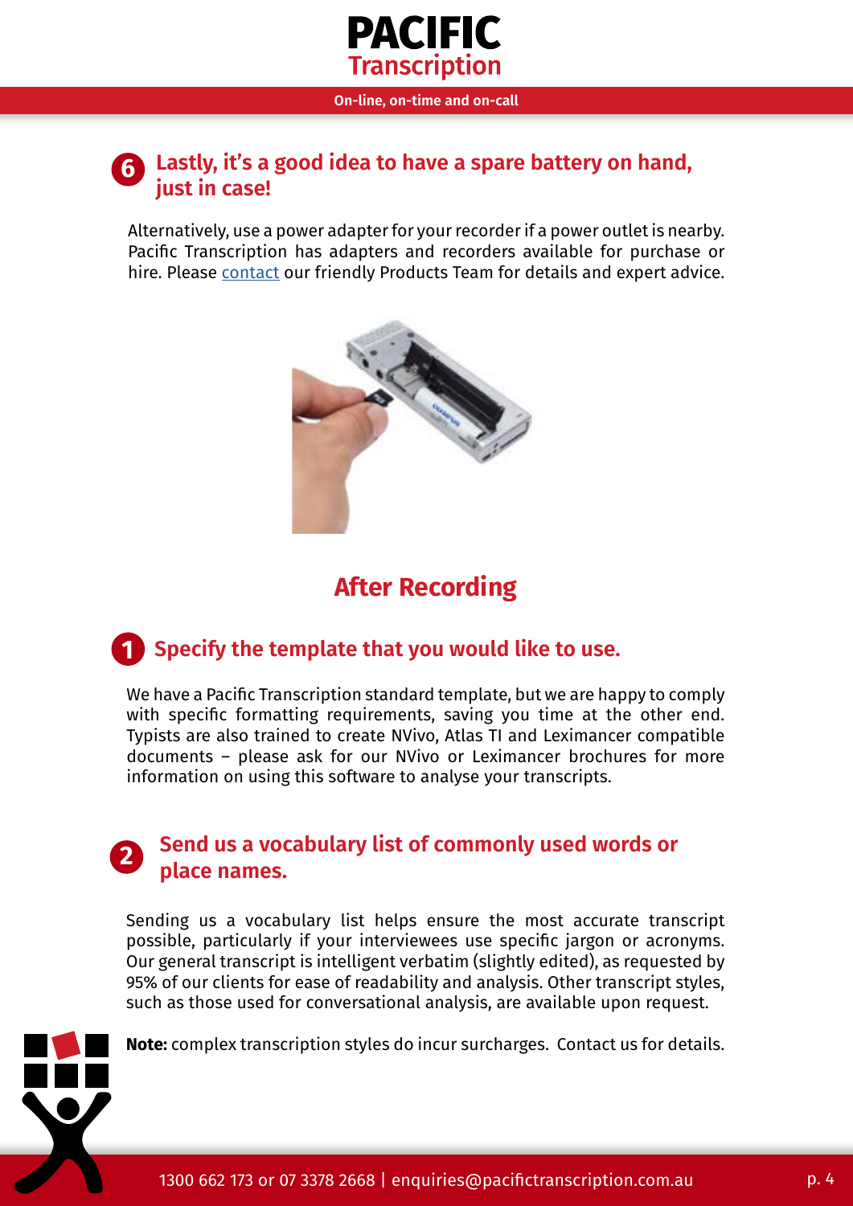### 6 Lastly, it's a good idea to have a spare battery on hand, just in case!

Alternatively, use a power adapter for your recorder if a power outlet is nearby. Pacific Transcription has adapters and recorders available for purchase or hire. Please contact our friendly Products Team for details and expert advice.

## After Recording

### 1 Specify the template that you would like to use.

We have a Pacific Transcription standard template, but we are happy to comply with specific formatting requirements, saving you time at the other end. Typists are also trained to create NVivo, Atlas TI and Leximancer compatible documents – please ask for our NVivo or Leximancer brochures for more information on using this software to analyse your transcripts.

### 2 Send us a vocabulary list of commonly used words or place names.

Sending us a vocabulary list helps ensure the most accurate transcript possible, particularly if your interviewees use specific jargon or acronyms. Our general transcript is intelligent verbatim (slightly edited), as requested by 95% of our clients for ease of readability and analysis. Other transcript styles, such as those used for conversational analysis, are available upon request.

**Note:** complex transcription styles do incur surcharges. Contact us for details.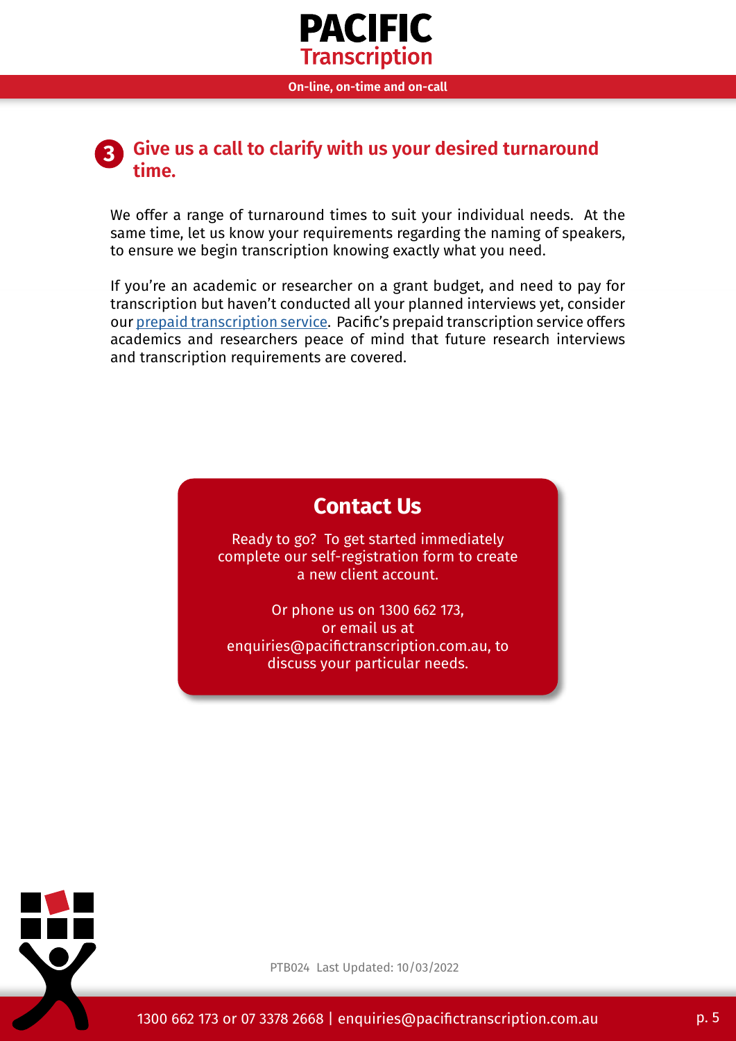## 3 Give us a call to clarify with us your desired turnaround time.

We offer a range of turnaround times to suit your individual needs. At the same time, let us know your requirements regarding the naming of speakers, to ensure we begin transcription knowing exactly what you need.

If you're an academic or researcher on a grant budget, and need to pay for transcription but haven't conducted all your planned interviews yet, consider our prepaid transcription service. Pacific's prepaid transcription service offers academics and researchers peace of mind that future research interviews and transcription requirements are covered.

## Contact Us

Ready to go? To get started immediately complete our self-registration form to create a new client account.

Or phone us on 1300 662 173, or email us at enquiries@pacifictranscription.com.au, to discuss your particular needs.

PTB024 Last Updated: 10/03/2022